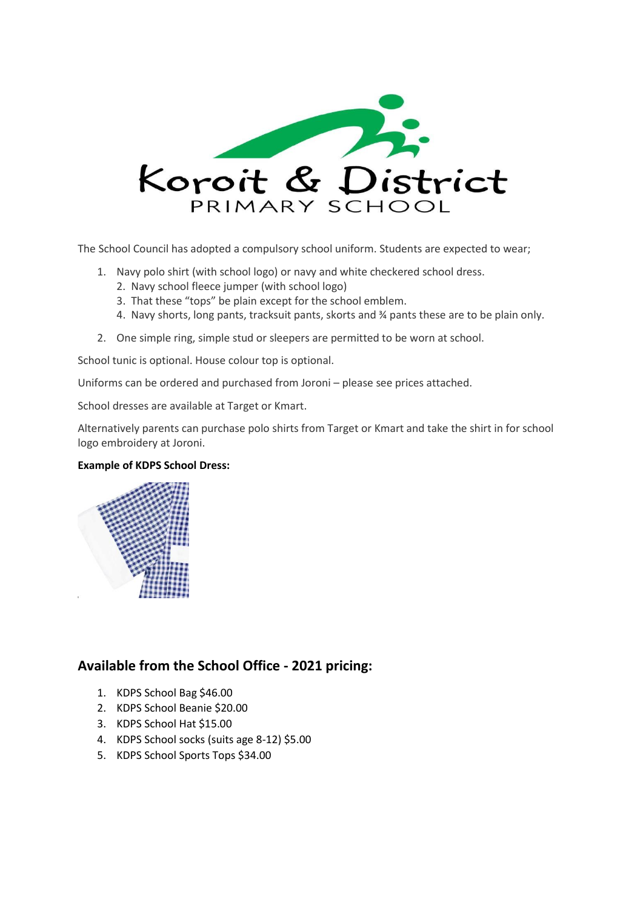Koroit & District

PRIMARY SCHOOL

The School Council has adopted a compulsory school uniform. Students are expected to wear;

1. Navy polo shirt (with school logo) or navy and white checkered school dress.
   2. Navy school fleece jumper (with school logo)
   3. That these "tops" be plain except for the school emblem.
   4. Navy shorts, long pants, tracksuit pants, skorts and ¾ pants these are to be plain only.
2. One simple ring, simple stud or sleepers are permitted to be worn at school.

School tunic is optional. House colour top is optional.

Uniforms can be ordered and purchased from Joroni – please see prices attached.

School dresses are available at Target or Kmart.

Alternatively parents can purchase polo shirts from Target or Kmart and take the shirt in for school logo embroidery at Joroni.

**Example of KDPS School Dress:**

## Available from the School Office - 2021 pricing:

1. KDPS School Bag $46.00
2. KDPS School Beanie $20.00
3. KDPS School Hat $15.00
4. KDPS School socks (suits age 8-12) $5.00
5. KDPS School Sports Tops $34.00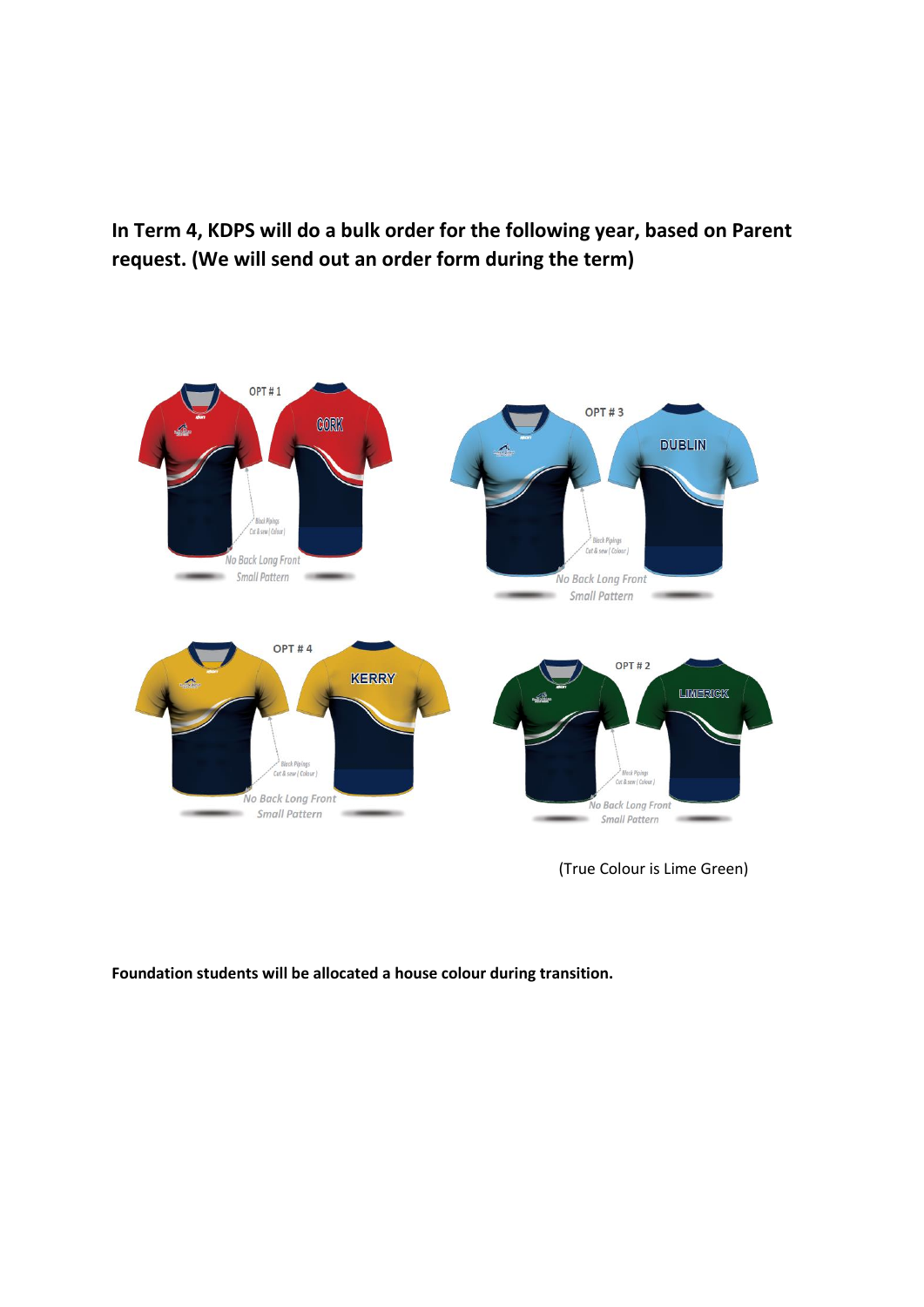**In Term 4, KDPS will do a bulk order for the following year, based on Parent request. (We will send out an order form during the term)**

(True Colour is Lime Green)

**Foundation students will be allocated a house colour during transition.**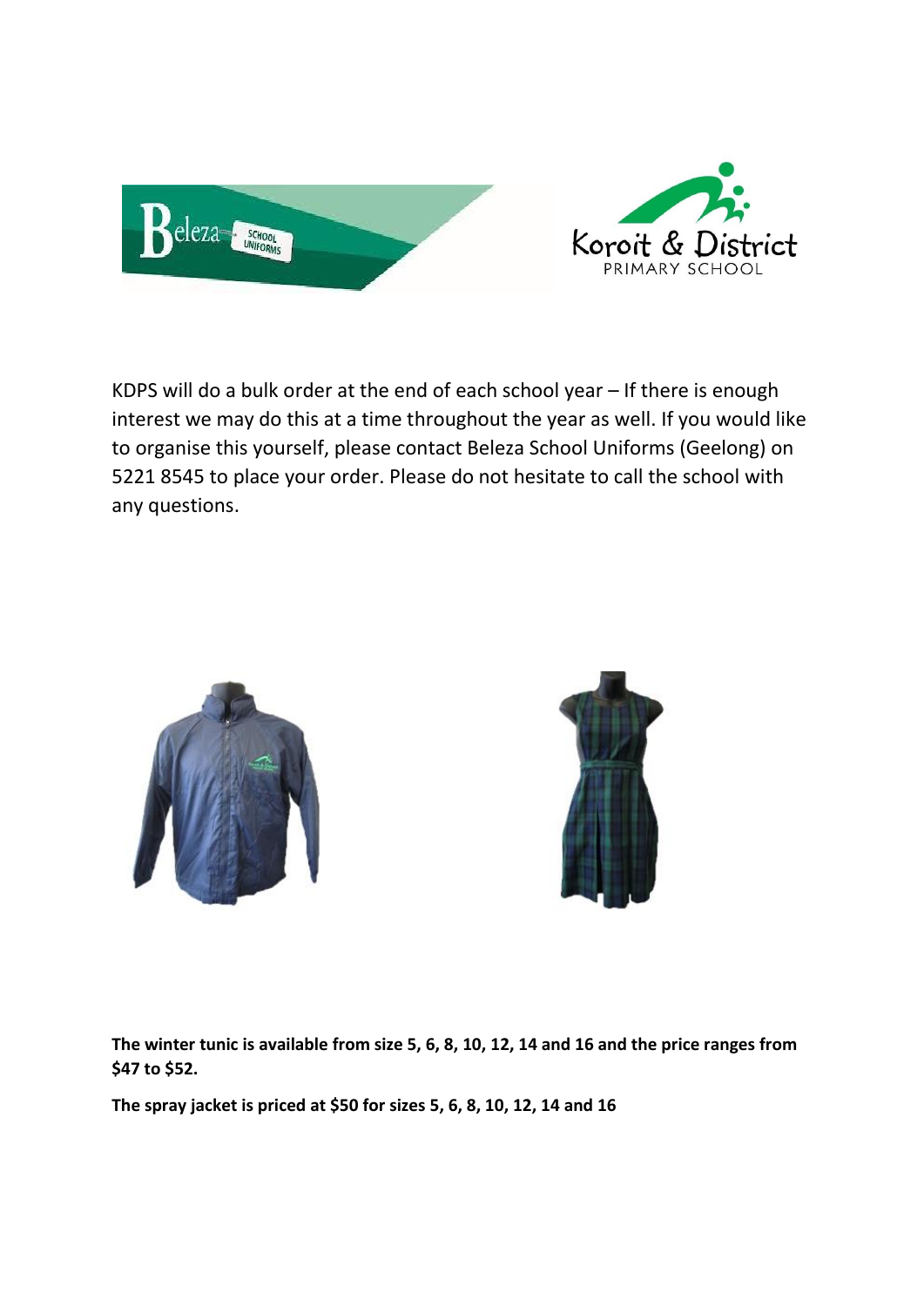KDPS will do a bulk order at the end of each school year – If there is enough interest we may do this at a time throughout the year as well. If you would like to organise this yourself, please contact Beleza School Uniforms (Geelong) on 5221 8545 to place your order. Please do not hesitate to call the school with any questions.

**The winter tunic is available from size 5, 6, 8, 10, 12, 14 and 16 and the price ranges from $47 to $52.**

**The spray jacket is priced at $50 for sizes 5, 6, 8, 10, 12, 14 and 16**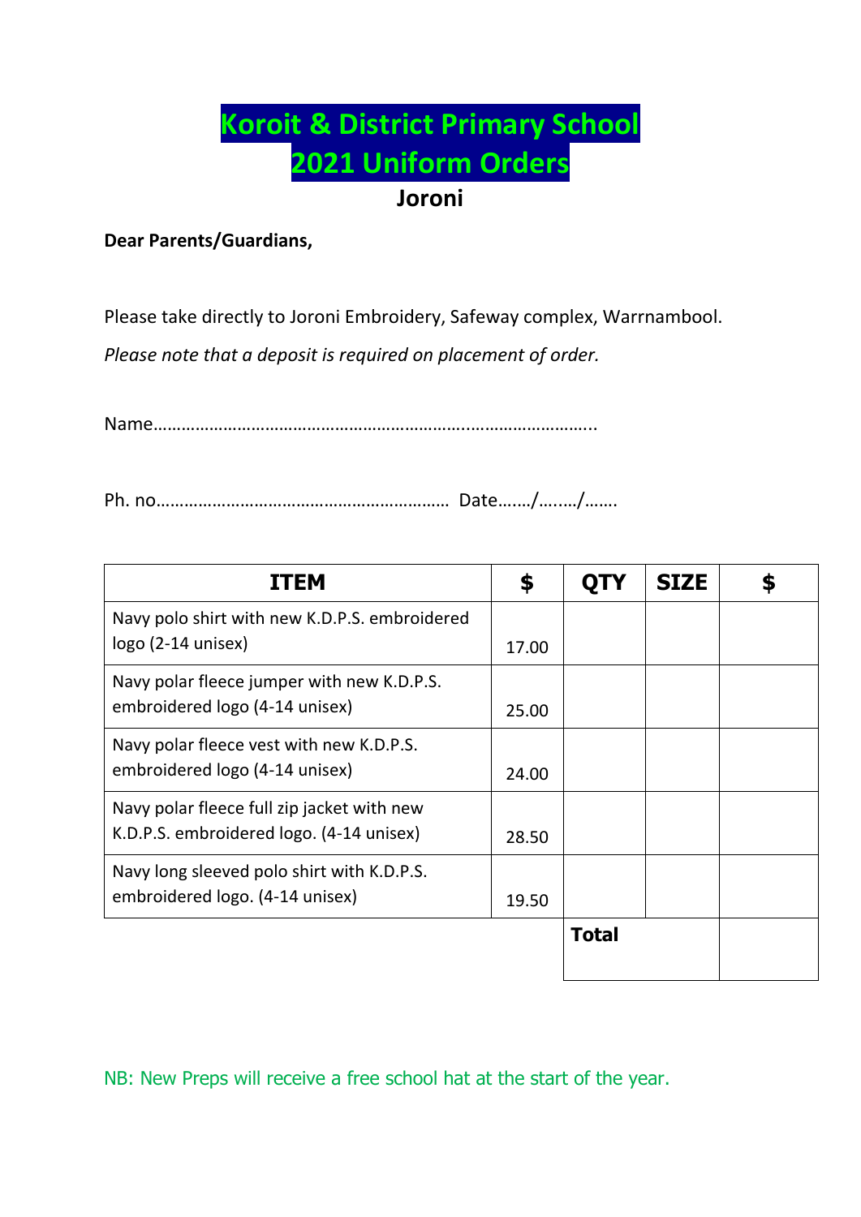# Koroit & District Primary School
# 2021 Uniform Orders

## Joroni

**Dear Parents/Guardians,**

Please take directly to Joroni Embroidery, Safeway complex, Warrnambool.

*Please note that a deposit is required on placement of order.*

Name……………………………………………………………..……………………..

Ph. no……………………………………………………… Date……./….…/…….

| ITEM | $ | QTY | SIZE | $ |
|---|---|---|---|---|
| Navy polo shirt with new K.D.P.S. embroidered logo (2-14 unisex) | 17.00 | | | |
| Navy polar fleece jumper with new K.D.P.S. embroidered logo (4-14 unisex) | 25.00 | | | |
| Navy polar fleece vest with new K.D.P.S. embroidered logo (4-14 unisex) | 24.00 | | | |
| Navy polar fleece full zip jacket with new K.D.P.S. embroidered logo. (4-14 unisex) | 28.50 | | | |
| Navy long sleeved polo shirt with K.D.P.S. embroidered logo. (4-14 unisex) | 19.50 | | | |
| | | **Total** | | |

NB: New Preps will receive a free school hat at the start of the year.